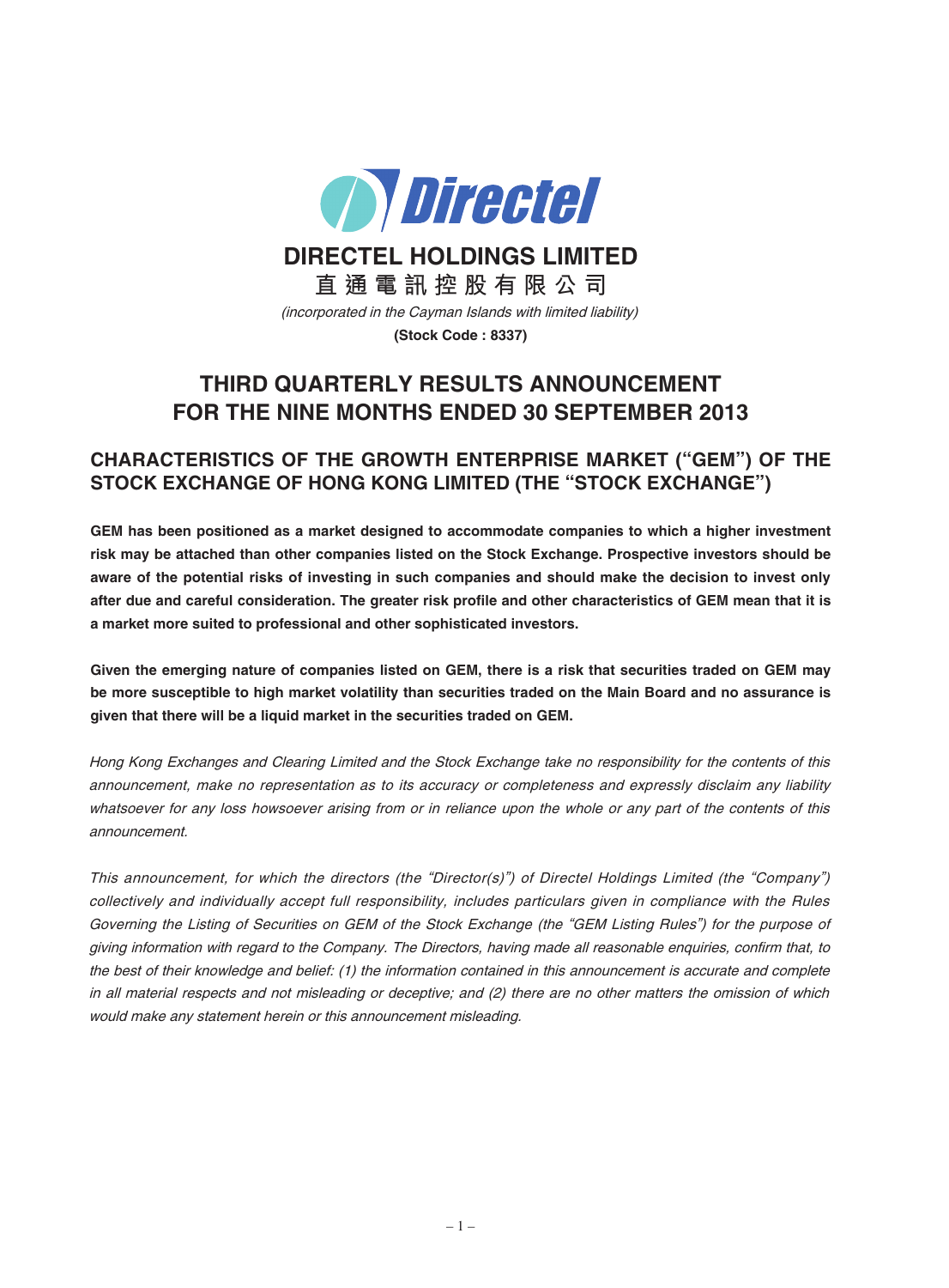# DIRECTEL HOLDINGS LIMITED

**直 通 電 訊 控 股 有 限 公 司**

*(incorporated in the Cayman Islands with limited liability)*

**(Stock Code : 8337)**

# THIRD QUARTERLY RESULTS ANNOUNCEMENT FOR THE NINE MONTHS ENDED 30 SEPTEMBER 2013

## CHARACTERISTICS OF THE GROWTH ENTERPRISE MARKET ("GEM") OF THE STOCK EXCHANGE OF HONG KONG LIMITED (THE "STOCK EXCHANGE")

**GEM has been positioned as a market designed to accommodate companies to which a higher investment risk may be attached than other companies listed on the Stock Exchange. Prospective investors should be aware of the potential risks of investing in such companies and should make the decision to invest only after due and careful consideration. The greater risk profile and other characteristics of GEM mean that it is a market more suited to professional and other sophisticated investors.**

**Given the emerging nature of companies listed on GEM, there is a risk that securities traded on GEM may be more susceptible to high market volatility than securities traded on the Main Board and no assurance is given that there will be a liquid market in the securities traded on GEM.**

*Hong Kong Exchanges and Clearing Limited and the Stock Exchange take no responsibility for the contents of this announcement, make no representation as to its accuracy or completeness and expressly disclaim any liability whatsoever for any loss howsoever arising from or in reliance upon the whole or any part of the contents of this announcement.*

*This announcement, for which the directors (the "Director(s)") of Directel Holdings Limited (the "Company") collectively and individually accept full responsibility, includes particulars given in compliance with the Rules Governing the Listing of Securities on GEM of the Stock Exchange (the "GEM Listing Rules") for the purpose of giving information with regard to the Company. The Directors, having made all reasonable enquiries, confirm that, to the best of their knowledge and belief: (1) the information contained in this announcement is accurate and complete in all material respects and not misleading or deceptive; and (2) there are no other matters the omission of which would make any statement herein or this announcement misleading.*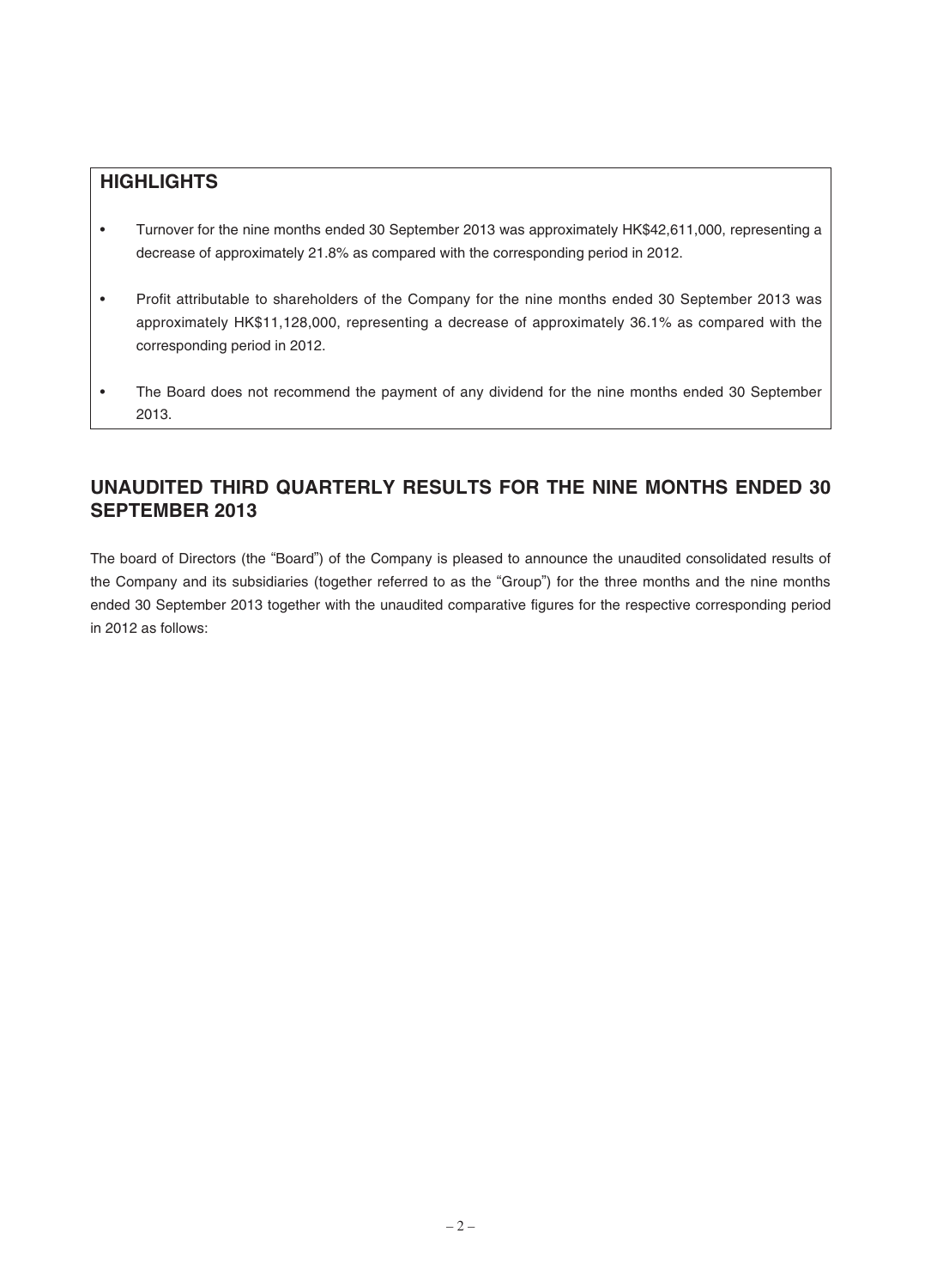## HIGHLIGHTS

- Turnover for the nine months ended 30 September 2013 was approximately HK$42,611,000, representing a decrease of approximately 21.8% as compared with the corresponding period in 2012.
- Profit attributable to shareholders of the Company for the nine months ended 30 September 2013 was approximately HK$11,128,000, representing a decrease of approximately 36.1% as compared with the corresponding period in 2012.
- The Board does not recommend the payment of any dividend for the nine months ended 30 September 2013.

## UNAUDITED THIRD QUARTERLY RESULTS FOR THE NINE MONTHS ENDED 30 SEPTEMBER 2013

The board of Directors (the "Board") of the Company is pleased to announce the unaudited consolidated results of the Company and its subsidiaries (together referred to as the "Group") for the three months and the nine months ended 30 September 2013 together with the unaudited comparative figures for the respective corresponding period in 2012 as follows: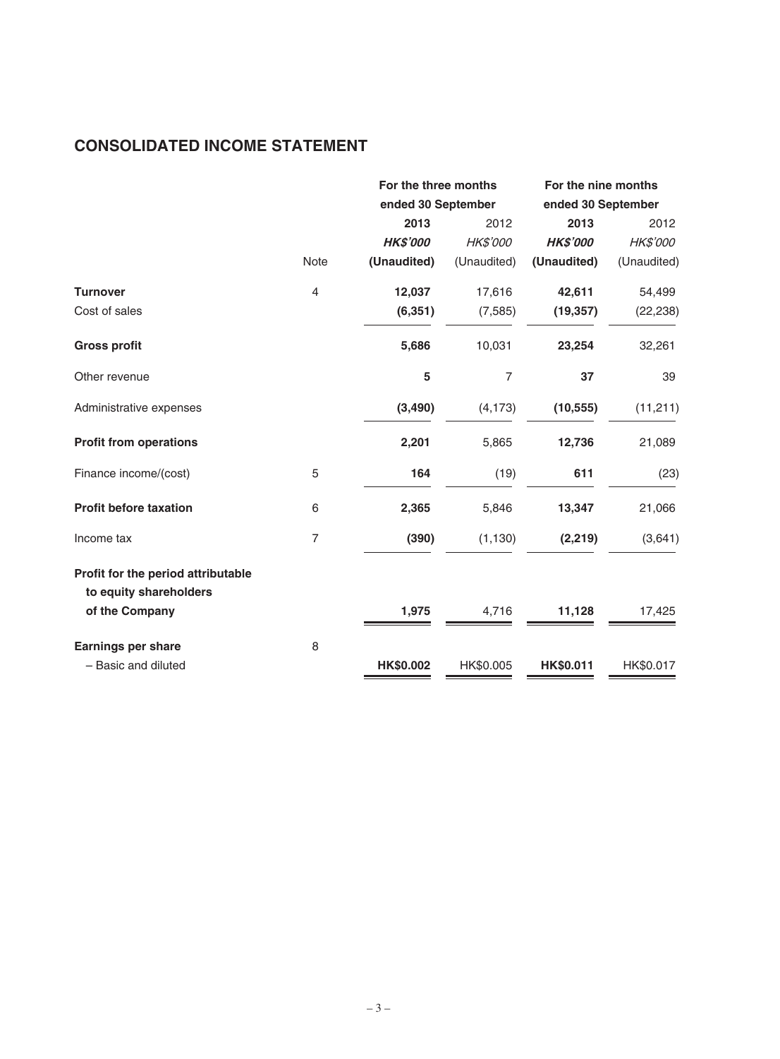## CONSOLIDATED INCOME STATEMENT

| | Note | For the three months ended 30 September | | For the nine months ended 30 September | |
|---|---|---|---|---|---|
| | | **2013** | 2012 | **2013** | 2012 |
| | | ***HK$'000*** | *HK$'000* | ***HK$'000*** | *HK$'000* |
| | | **(Unaudited)** | (Unaudited) | **(Unaudited)** | (Unaudited) |
| **Turnover** | 4 | **12,037** | 17,616 | **42,611** | 54,499 |
| Cost of sales | | **(6,351)** | (7,585) | **(19,357)** | (22,238) |
| **Gross profit** | | **5,686** | 10,031 | **23,254** | 32,261 |
| Other revenue | | **5** | 7 | **37** | 39 |
| Administrative expenses | | **(3,490)** | (4,173) | **(10,555)** | (11,211) |
| **Profit from operations** | | **2,201** | 5,865 | **12,736** | 21,089 |
| Finance income/(cost) | 5 | **164** | (19) | **611** | (23) |
| **Profit before taxation** | 6 | **2,365** | 5,846 | **13,347** | 21,066 |
| Income tax | 7 | **(390)** | (1,130) | **(2,219)** | (3,641) |
| **Profit for the period attributable to equity shareholders of the Company** | | **1,975** | 4,716 | **11,128** | 17,425 |
| **Earnings per share** | 8 | | | | |
| – Basic and diluted | | **HK$0.002** | HK$0.005 | **HK$0.011** | HK$0.017 |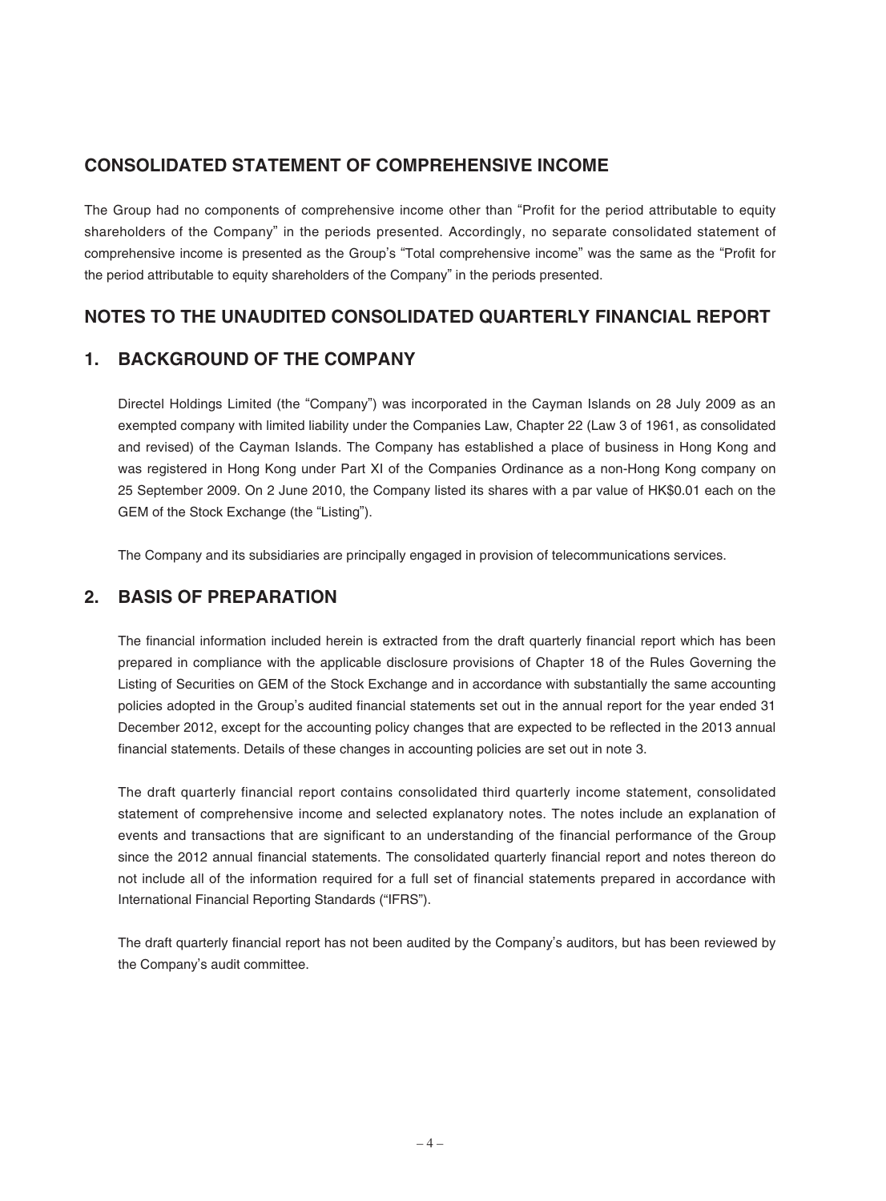## CONSOLIDATED STATEMENT OF COMPREHENSIVE INCOME

The Group had no components of comprehensive income other than "Profit for the period attributable to equity shareholders of the Company" in the periods presented. Accordingly, no separate consolidated statement of comprehensive income is presented as the Group's "Total comprehensive income" was the same as the "Profit for the period attributable to equity shareholders of the Company" in the periods presented.

## NOTES TO THE UNAUDITED CONSOLIDATED QUARTERLY FINANCIAL REPORT

## 1. BACKGROUND OF THE COMPANY

Directel Holdings Limited (the "Company") was incorporated in the Cayman Islands on 28 July 2009 as an exempted company with limited liability under the Companies Law, Chapter 22 (Law 3 of 1961, as consolidated and revised) of the Cayman Islands. The Company has established a place of business in Hong Kong and was registered in Hong Kong under Part XI of the Companies Ordinance as a non-Hong Kong company on 25 September 2009. On 2 June 2010, the Company listed its shares with a par value of HK$0.01 each on the GEM of the Stock Exchange (the "Listing").

The Company and its subsidiaries are principally engaged in provision of telecommunications services.

## 2. BASIS OF PREPARATION

The financial information included herein is extracted from the draft quarterly financial report which has been prepared in compliance with the applicable disclosure provisions of Chapter 18 of the Rules Governing the Listing of Securities on GEM of the Stock Exchange and in accordance with substantially the same accounting policies adopted in the Group's audited financial statements set out in the annual report for the year ended 31 December 2012, except for the accounting policy changes that are expected to be reflected in the 2013 annual financial statements. Details of these changes in accounting policies are set out in note 3.

The draft quarterly financial report contains consolidated third quarterly income statement, consolidated statement of comprehensive income and selected explanatory notes. The notes include an explanation of events and transactions that are significant to an understanding of the financial performance of the Group since the 2012 annual financial statements. The consolidated quarterly financial report and notes thereon do not include all of the information required for a full set of financial statements prepared in accordance with International Financial Reporting Standards ("IFRS").

The draft quarterly financial report has not been audited by the Company's auditors, but has been reviewed by the Company's audit committee.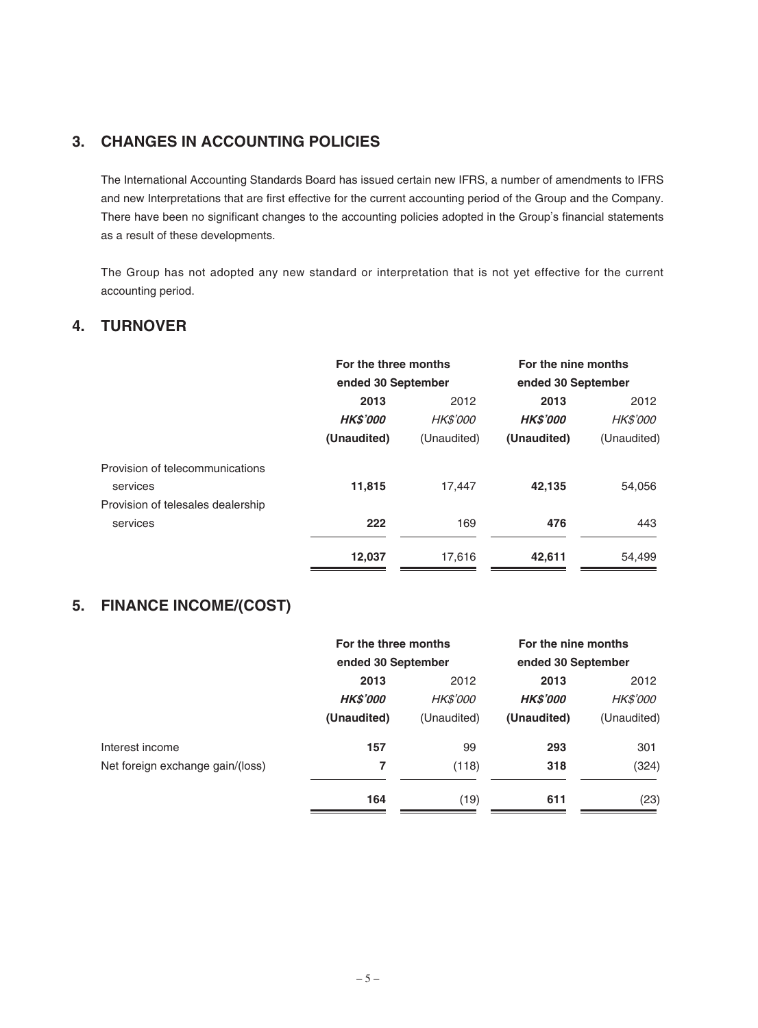## 3. CHANGES IN ACCOUNTING POLICIES

The International Accounting Standards Board has issued certain new IFRS, a number of amendments to IFRS and new Interpretations that are first effective for the current accounting period of the Group and the Company. There have been no significant changes to the accounting policies adopted in the Group's financial statements as a result of these developments.

The Group has not adopted any new standard or interpretation that is not yet effective for the current accounting period.

## 4. TURNOVER

| | For the three months ended 30 September | | For the nine months ended 30 September | |
|---|---|---|---|---|
| | **2013** | 2012 | **2013** | 2012 |
| | ***HK$'000*** | *HK$'000* | ***HK$'000*** | *HK$'000* |
| | **(Unaudited)** | (Unaudited) | **(Unaudited)** | (Unaudited) |
| Provision of telecommunications services | **11,815** | 17,447 | **42,135** | 54,056 |
| Provision of telesales dealership services | **222** | 169 | **476** | 443 |
| | **12,037** | 17,616 | **42,611** | 54,499 |

## 5. FINANCE INCOME/(COST)

| | For the three months ended 30 September | | For the nine months ended 30 September | |
|---|---|---|---|---|
| | **2013** | 2012 | **2013** | 2012 |
| | ***HK$'000*** | *HK$'000* | ***HK$'000*** | *HK$'000* |
| | **(Unaudited)** | (Unaudited) | **(Unaudited)** | (Unaudited) |
| Interest income | **157** | 99 | **293** | 301 |
| Net foreign exchange gain/(loss) | **7** | (118) | **318** | (324) |
| | **164** | (19) | **611** | (23) |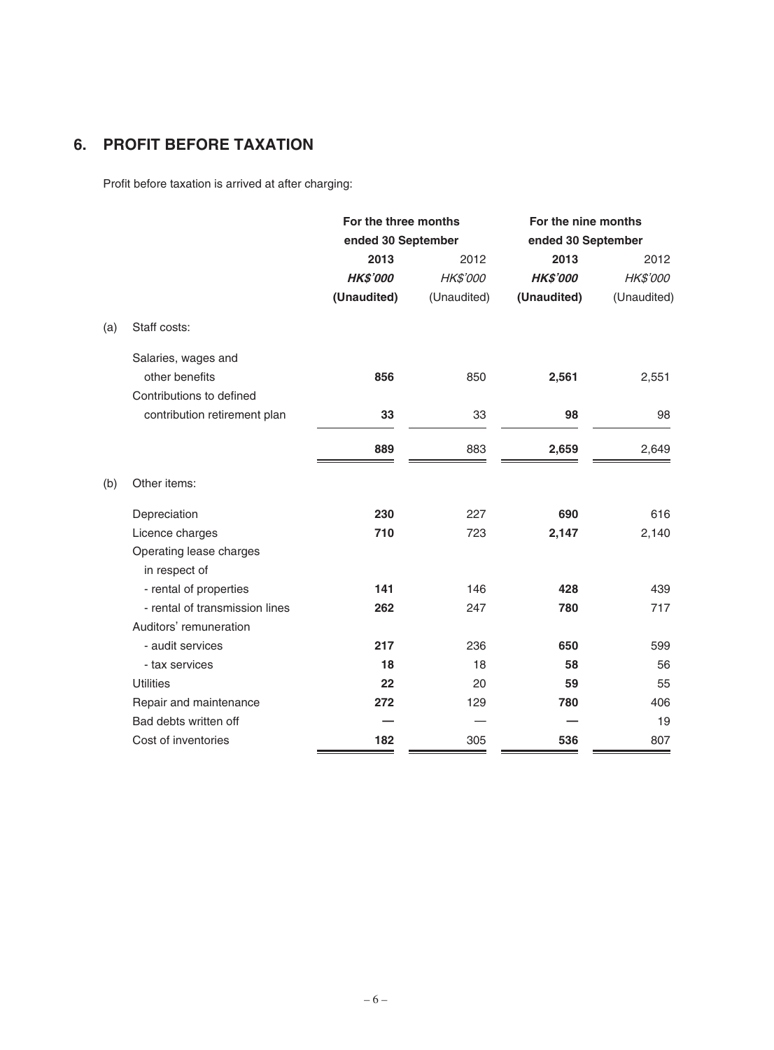## 6. PROFIT BEFORE TAXATION

Profit before taxation is arrived at after charging:

| | | For the three months ended 30 September | | For the nine months ended 30 September | |
|---|---|---|---|---|---|
| | | **2013** | 2012 | **2013** | 2012 |
| | | ***HK$'000*** | *HK$'000* | ***HK$'000*** | *HK$'000* |
| | | **(Unaudited)** | (Unaudited) | **(Unaudited)** | (Unaudited) |
| (a) | Staff costs: | | | | |
| | Salaries, wages and other benefits | **856** | 850 | **2,561** | 2,551 |
| | Contributions to defined contribution retirement plan | **33** | 33 | **98** | 98 |
| | | **889** | 883 | **2,659** | 2,649 |
| (b) | Other items: | | | | |
| | Depreciation | **230** | 227 | **690** | 616 |
| | Licence charges | **710** | 723 | **2,147** | 2,140 |
| | Operating lease charges in respect of | | | | |
| | - rental of properties | **141** | 146 | **428** | 439 |
| | - rental of transmission lines | **262** | 247 | **780** | 717 |
| | Auditors' remuneration | | | | |
| | - audit services | **217** | 236 | **650** | 599 |
| | - tax services | **18** | 18 | **58** | 56 |
| | Utilities | **22** | 20 | **59** | 55 |
| | Repair and maintenance | **272** | 129 | **780** | 406 |
| | Bad debts written off | **—** | — | **—** | 19 |
| | Cost of inventories | **182** | 305 | **536** | 807 |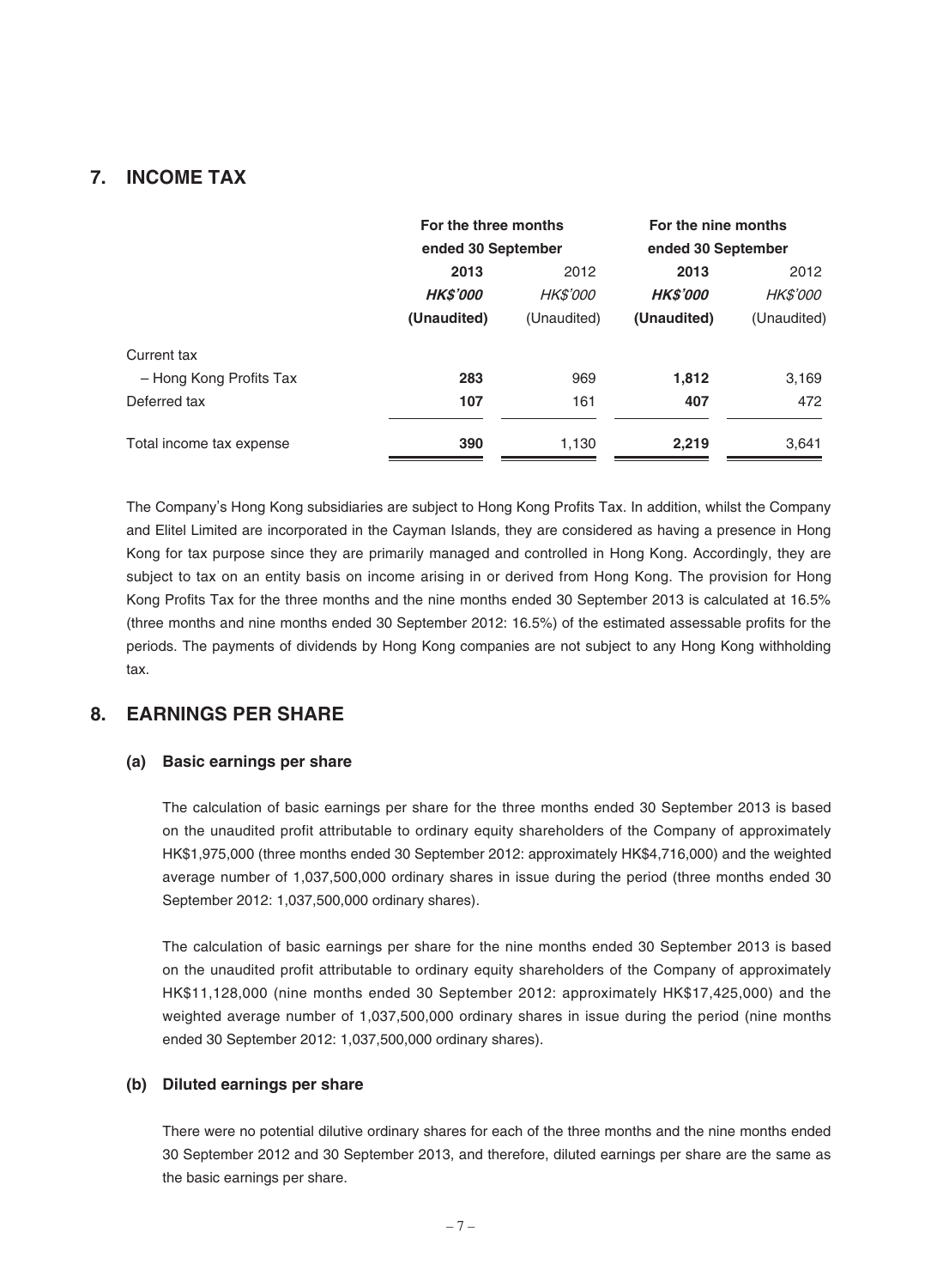## 7. INCOME TAX

| | For the three months ended 30 September | | For the nine months ended 30 September | |
|---|---|---|---|---|
| | **2013** | 2012 | **2013** | 2012 |
| | ***HK$'000*** | *HK$'000* | ***HK$'000*** | *HK$'000* |
| | **(Unaudited)** | (Unaudited) | **(Unaudited)** | (Unaudited) |
| Current tax | | | | |
| – Hong Kong Profits Tax | **283** | 969 | **1,812** | 3,169 |
| Deferred tax | **107** | 161 | **407** | 472 |
| Total income tax expense | **390** | 1,130 | **2,219** | 3,641 |

The Company's Hong Kong subsidiaries are subject to Hong Kong Profits Tax. In addition, whilst the Company and Elitel Limited are incorporated in the Cayman Islands, they are considered as having a presence in Hong Kong for tax purpose since they are primarily managed and controlled in Hong Kong. Accordingly, they are subject to tax on an entity basis on income arising in or derived from Hong Kong. The provision for Hong Kong Profits Tax for the three months and the nine months ended 30 September 2013 is calculated at 16.5% (three months and nine months ended 30 September 2012: 16.5%) of the estimated assessable profits for the periods. The payments of dividends by Hong Kong companies are not subject to any Hong Kong withholding tax.

## 8. EARNINGS PER SHARE

### (a) Basic earnings per share

The calculation of basic earnings per share for the three months ended 30 September 2013 is based on the unaudited profit attributable to ordinary equity shareholders of the Company of approximately HK$1,975,000 (three months ended 30 September 2012: approximately HK$4,716,000) and the weighted average number of 1,037,500,000 ordinary shares in issue during the period (three months ended 30 September 2012: 1,037,500,000 ordinary shares).

The calculation of basic earnings per share for the nine months ended 30 September 2013 is based on the unaudited profit attributable to ordinary equity shareholders of the Company of approximately HK$11,128,000 (nine months ended 30 September 2012: approximately HK$17,425,000) and the weighted average number of 1,037,500,000 ordinary shares in issue during the period (nine months ended 30 September 2012: 1,037,500,000 ordinary shares).

### (b) Diluted earnings per share

There were no potential dilutive ordinary shares for each of the three months and the nine months ended 30 September 2012 and 30 September 2013, and therefore, diluted earnings per share are the same as the basic earnings per share.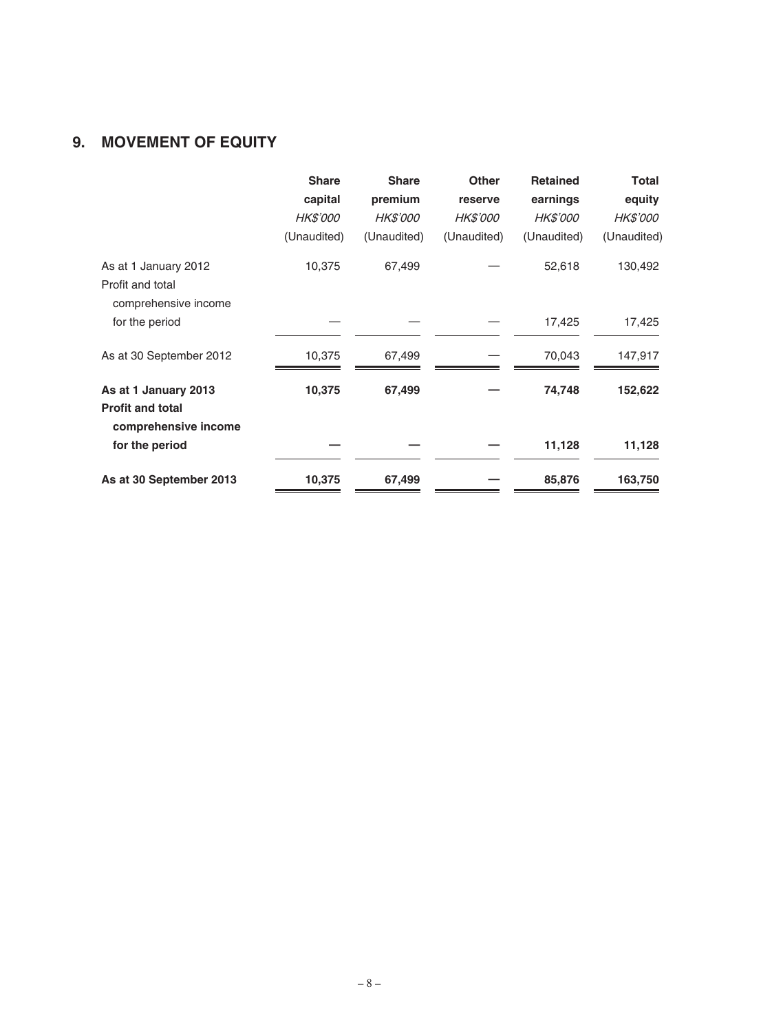## 9. MOVEMENT OF EQUITY

| | **Share capital** | **Share premium** | **Other reserve** | **Retained earnings** | **Total equity** |
|---|---|---|---|---|---|
| | *HK$'000* | *HK$'000* | *HK$'000* | *HK$'000* | *HK$'000* |
| | (Unaudited) | (Unaudited) | (Unaudited) | (Unaudited) | (Unaudited) |
| As at 1 January 2012 | 10,375 | 67,499 | — | 52,618 | 130,492 |
| Profit and total comprehensive income for the period | — | — | — | 17,425 | 17,425 |
| As at 30 September 2012 | 10,375 | 67,499 | — | 70,043 | 147,917 |
| **As at 1 January 2013** | **10,375** | **67,499** | **—** | **74,748** | **152,622** |
| **Profit and total comprehensive income for the period** | **—** | **—** | **—** | **11,128** | **11,128** |
| **As at 30 September 2013** | **10,375** | **67,499** | **—** | **85,876** | **163,750** |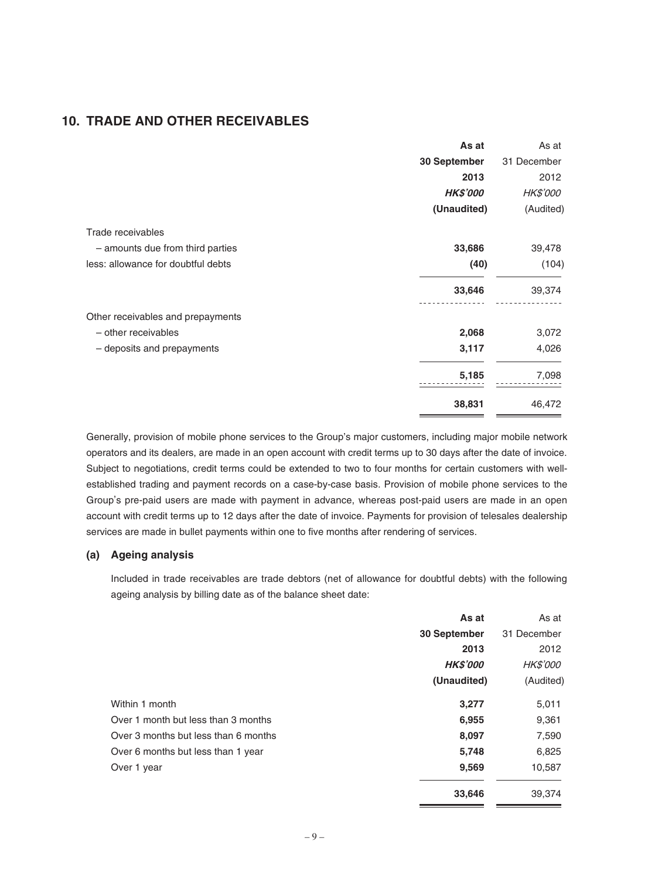## 10. TRADE AND OTHER RECEIVABLES

| | As at 30 September 2013 HK$'000 (Unaudited) | As at 31 December 2012 HK$'000 (Audited) |
|---|---|---|
| Trade receivables | | |
| – amounts due from third parties | **33,686** | 39,478 |
| less: allowance for doubtful debts | **(40)** | (104) |
| | **33,646** | 39,374 |
| Other receivables and prepayments | | |
| – other receivables | **2,068** | 3,072 |
| – deposits and prepayments | **3,117** | 4,026 |
| | **5,185** | 7,098 |
| | **38,831** | 46,472 |

Generally, provision of mobile phone services to the Group's major customers, including major mobile network operators and its dealers, are made in an open account with credit terms up to 30 days after the date of invoice. Subject to negotiations, credit terms could be extended to two to four months for certain customers with well-established trading and payment records on a case-by-case basis. Provision of mobile phone services to the Group's pre-paid users are made with payment in advance, whereas post-paid users are made in an open account with credit terms up to 12 days after the date of invoice. Payments for provision of telesales dealership services are made in bullet payments within one to five months after rendering of services.

### (a) Ageing analysis

Included in trade receivables are trade debtors (net of allowance for doubtful debts) with the following ageing analysis by billing date as of the balance sheet date:

| | As at 30 September 2013 HK$'000 (Unaudited) | As at 31 December 2012 HK$'000 (Audited) |
|---|---|---|
| Within 1 month | **3,277** | 5,011 |
| Over 1 month but less than 3 months | **6,955** | 9,361 |
| Over 3 months but less than 6 months | **8,097** | 7,590 |
| Over 6 months but less than 1 year | **5,748** | 6,825 |
| Over 1 year | **9,569** | 10,587 |
| | **33,646** | 39,374 |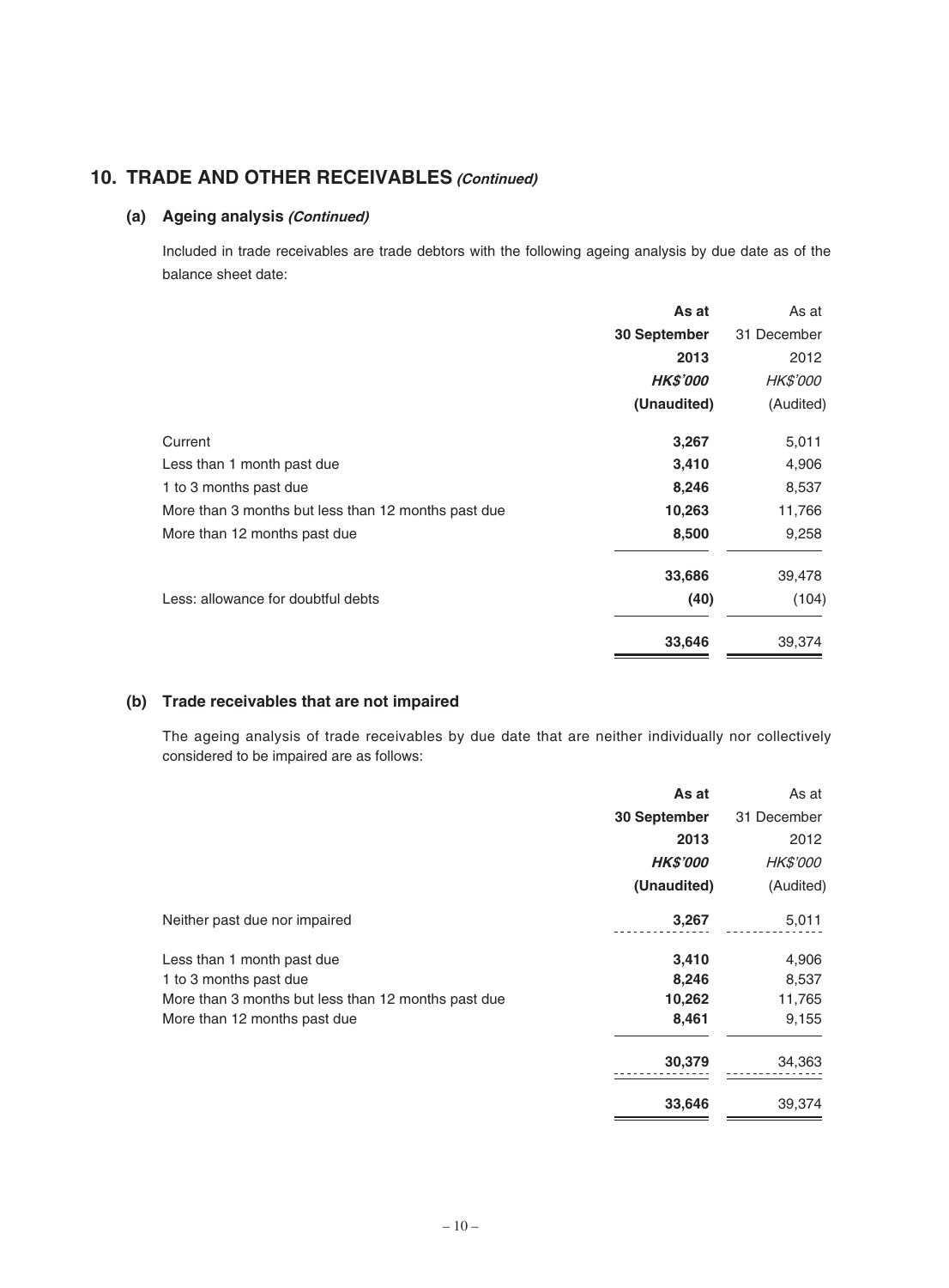## 10. TRADE AND OTHER RECEIVABLES *(Continued)*

### (a) Ageing analysis *(Continued)*

Included in trade receivables are trade debtors with the following ageing analysis by due date as of the balance sheet date:

| | **As at 30 September 2013** | As at 31 December 2012 |
|---|---|---|
| | ***HK$'000*** | *HK$'000* |
| | **(Unaudited)** | (Audited) |
| Current | **3,267** | 5,011 |
| Less than 1 month past due | **3,410** | 4,906 |
| 1 to 3 months past due | **8,246** | 8,537 |
| More than 3 months but less than 12 months past due | **10,263** | 11,766 |
| More than 12 months past due | **8,500** | 9,258 |
| | **33,686** | 39,478 |
| Less: allowance for doubtful debts | **(40)** | (104) |
| | **33,646** | 39,374 |

### (b) Trade receivables that are not impaired

The ageing analysis of trade receivables by due date that are neither individually nor collectively considered to be impaired are as follows:

| | **As at 30 September 2013** | As at 31 December 2012 |
|---|---|---|
| | ***HK$'000*** | *HK$'000* |
| | **(Unaudited)** | (Audited) |
| Neither past due nor impaired | **3,267** | 5,011 |
| Less than 1 month past due | **3,410** | 4,906 |
| 1 to 3 months past due | **8,246** | 8,537 |
| More than 3 months but less than 12 months past due | **10,262** | 11,765 |
| More than 12 months past due | **8,461** | 9,155 |
| | **30,379** | 34,363 |
| | **33,646** | 39,374 |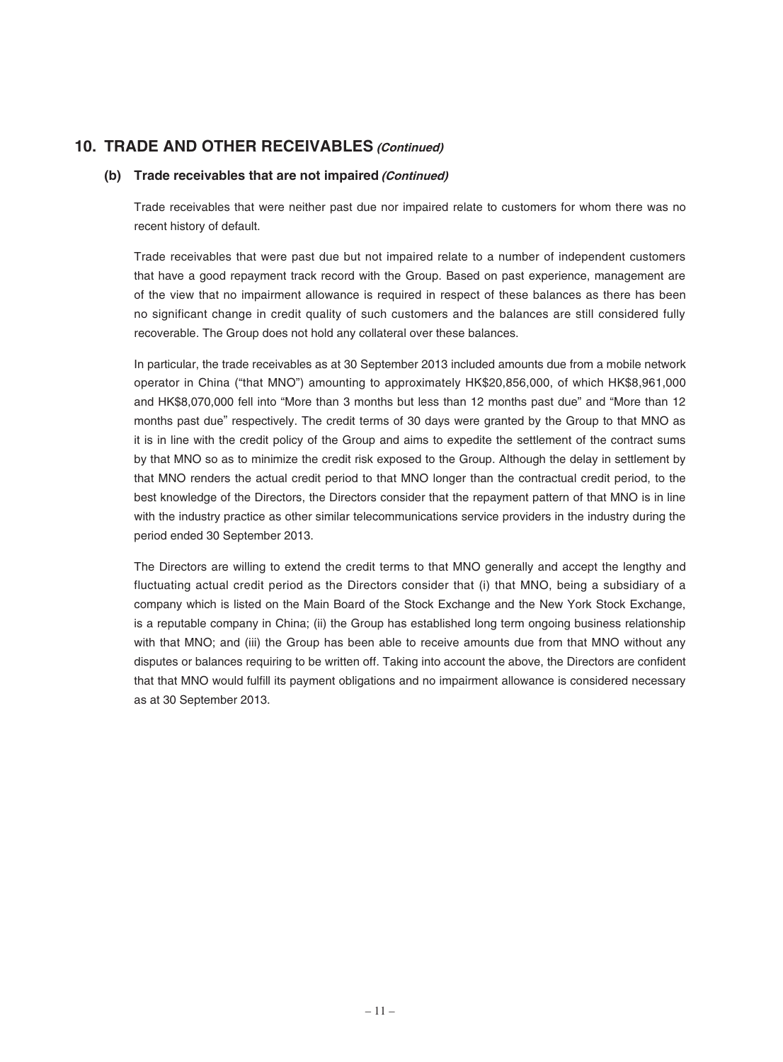## 10. TRADE AND OTHER RECEIVABLES *(Continued)*

### (b) Trade receivables that are not impaired *(Continued)*

Trade receivables that were neither past due nor impaired relate to customers for whom there was no recent history of default.

Trade receivables that were past due but not impaired relate to a number of independent customers that have a good repayment track record with the Group. Based on past experience, management are of the view that no impairment allowance is required in respect of these balances as there has been no significant change in credit quality of such customers and the balances are still considered fully recoverable. The Group does not hold any collateral over these balances.

In particular, the trade receivables as at 30 September 2013 included amounts due from a mobile network operator in China ("that MNO") amounting to approximately HK$20,856,000, of which HK$8,961,000 and HK$8,070,000 fell into "More than 3 months but less than 12 months past due" and "More than 12 months past due" respectively. The credit terms of 30 days were granted by the Group to that MNO as it is in line with the credit policy of the Group and aims to expedite the settlement of the contract sums by that MNO so as to minimize the credit risk exposed to the Group. Although the delay in settlement by that MNO renders the actual credit period to that MNO longer than the contractual credit period, to the best knowledge of the Directors, the Directors consider that the repayment pattern of that MNO is in line with the industry practice as other similar telecommunications service providers in the industry during the period ended 30 September 2013.

The Directors are willing to extend the credit terms to that MNO generally and accept the lengthy and fluctuating actual credit period as the Directors consider that (i) that MNO, being a subsidiary of a company which is listed on the Main Board of the Stock Exchange and the New York Stock Exchange, is a reputable company in China; (ii) the Group has established long term ongoing business relationship with that MNO; and (iii) the Group has been able to receive amounts due from that MNO without any disputes or balances requiring to be written off. Taking into account the above, the Directors are confident that that MNO would fulfill its payment obligations and no impairment allowance is considered necessary as at 30 September 2013.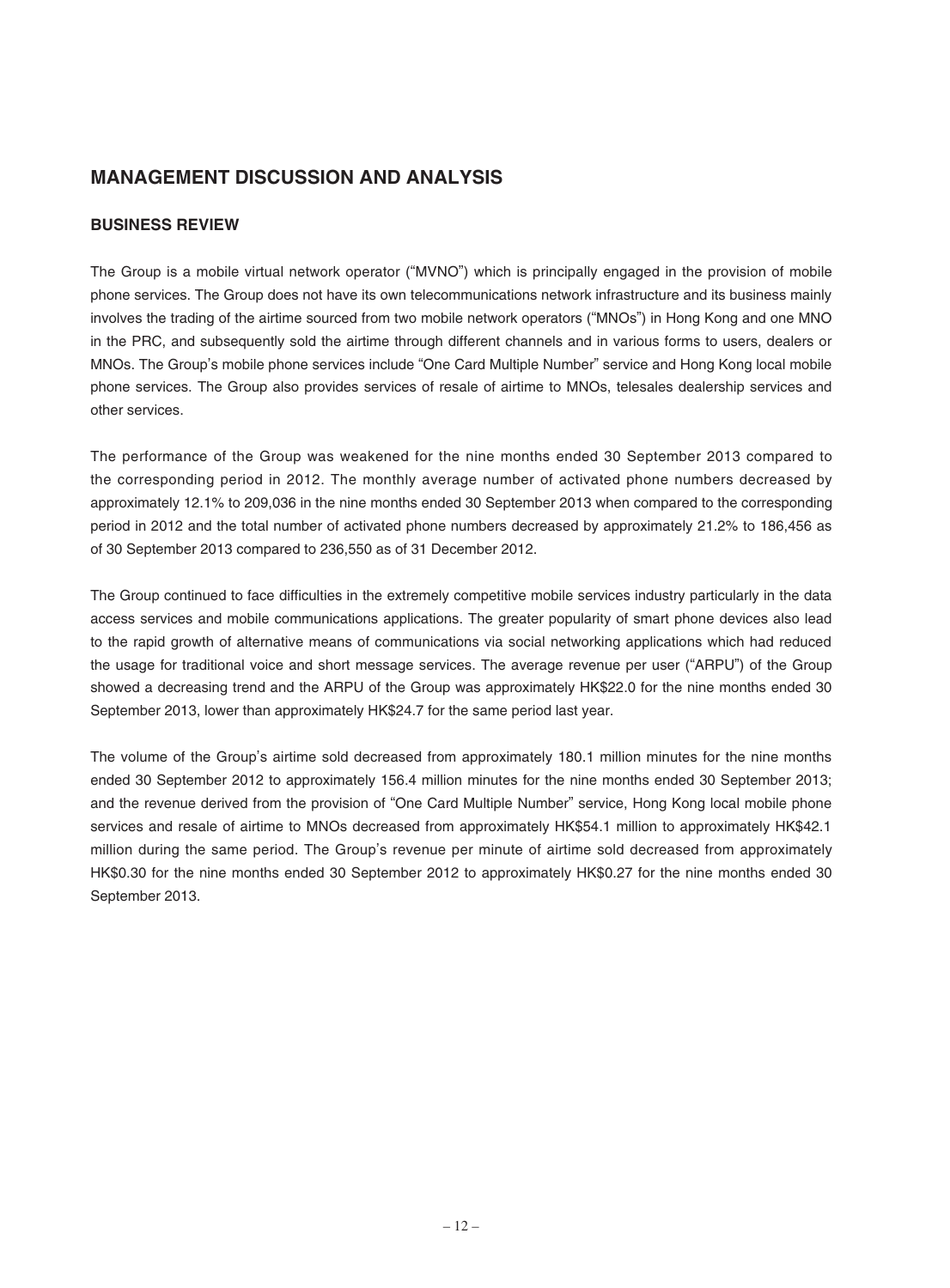## MANAGEMENT DISCUSSION AND ANALYSIS

### BUSINESS REVIEW

The Group is a mobile virtual network operator ("MVNO") which is principally engaged in the provision of mobile phone services. The Group does not have its own telecommunications network infrastructure and its business mainly involves the trading of the airtime sourced from two mobile network operators ("MNOs") in Hong Kong and one MNO in the PRC, and subsequently sold the airtime through different channels and in various forms to users, dealers or MNOs. The Group's mobile phone services include "One Card Multiple Number" service and Hong Kong local mobile phone services. The Group also provides services of resale of airtime to MNOs, telesales dealership services and other services.

The performance of the Group was weakened for the nine months ended 30 September 2013 compared to the corresponding period in 2012. The monthly average number of activated phone numbers decreased by approximately 12.1% to 209,036 in the nine months ended 30 September 2013 when compared to the corresponding period in 2012 and the total number of activated phone numbers decreased by approximately 21.2% to 186,456 as of 30 September 2013 compared to 236,550 as of 31 December 2012.

The Group continued to face difficulties in the extremely competitive mobile services industry particularly in the data access services and mobile communications applications. The greater popularity of smart phone devices also lead to the rapid growth of alternative means of communications via social networking applications which had reduced the usage for traditional voice and short message services. The average revenue per user ("ARPU") of the Group showed a decreasing trend and the ARPU of the Group was approximately HK$22.0 for the nine months ended 30 September 2013, lower than approximately HK$24.7 for the same period last year.

The volume of the Group's airtime sold decreased from approximately 180.1 million minutes for the nine months ended 30 September 2012 to approximately 156.4 million minutes for the nine months ended 30 September 2013; and the revenue derived from the provision of "One Card Multiple Number" service, Hong Kong local mobile phone services and resale of airtime to MNOs decreased from approximately HK$54.1 million to approximately HK$42.1 million during the same period. The Group's revenue per minute of airtime sold decreased from approximately HK$0.30 for the nine months ended 30 September 2012 to approximately HK$0.27 for the nine months ended 30 September 2013.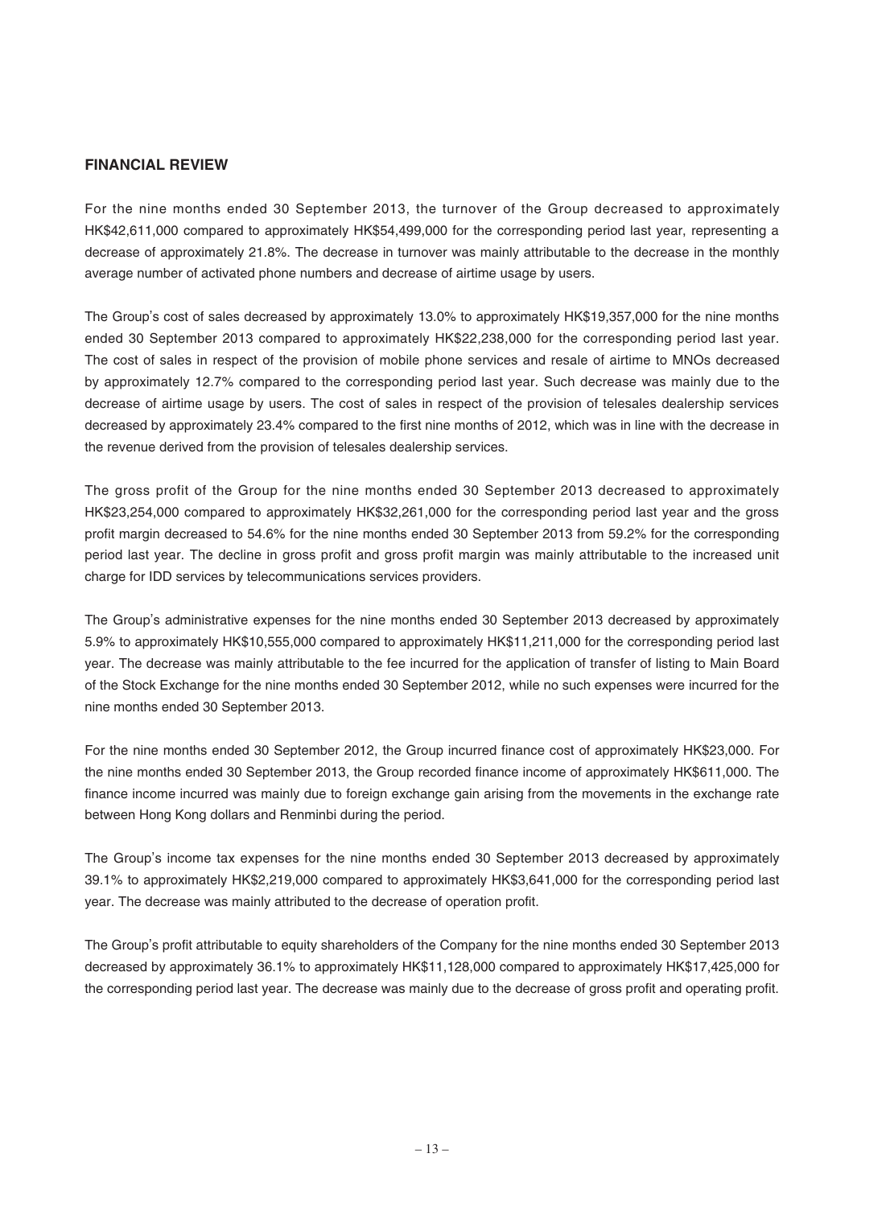## FINANCIAL REVIEW

For the nine months ended 30 September 2013, the turnover of the Group decreased to approximately HK$42,611,000 compared to approximately HK$54,499,000 for the corresponding period last year, representing a decrease of approximately 21.8%. The decrease in turnover was mainly attributable to the decrease in the monthly average number of activated phone numbers and decrease of airtime usage by users.

The Group's cost of sales decreased by approximately 13.0% to approximately HK$19,357,000 for the nine months ended 30 September 2013 compared to approximately HK$22,238,000 for the corresponding period last year. The cost of sales in respect of the provision of mobile phone services and resale of airtime to MNOs decreased by approximately 12.7% compared to the corresponding period last year. Such decrease was mainly due to the decrease of airtime usage by users. The cost of sales in respect of the provision of telesales dealership services decreased by approximately 23.4% compared to the first nine months of 2012, which was in line with the decrease in the revenue derived from the provision of telesales dealership services.

The gross profit of the Group for the nine months ended 30 September 2013 decreased to approximately HK$23,254,000 compared to approximately HK$32,261,000 for the corresponding period last year and the gross profit margin decreased to 54.6% for the nine months ended 30 September 2013 from 59.2% for the corresponding period last year. The decline in gross profit and gross profit margin was mainly attributable to the increased unit charge for IDD services by telecommunications services providers.

The Group's administrative expenses for the nine months ended 30 September 2013 decreased by approximately 5.9% to approximately HK$10,555,000 compared to approximately HK$11,211,000 for the corresponding period last year. The decrease was mainly attributable to the fee incurred for the application of transfer of listing to Main Board of the Stock Exchange for the nine months ended 30 September 2012, while no such expenses were incurred for the nine months ended 30 September 2013.

For the nine months ended 30 September 2012, the Group incurred finance cost of approximately HK$23,000. For the nine months ended 30 September 2013, the Group recorded finance income of approximately HK$611,000. The finance income incurred was mainly due to foreign exchange gain arising from the movements in the exchange rate between Hong Kong dollars and Renminbi during the period.

The Group's income tax expenses for the nine months ended 30 September 2013 decreased by approximately 39.1% to approximately HK$2,219,000 compared to approximately HK$3,641,000 for the corresponding period last year. The decrease was mainly attributed to the decrease of operation profit.

The Group's profit attributable to equity shareholders of the Company for the nine months ended 30 September 2013 decreased by approximately 36.1% to approximately HK$11,128,000 compared to approximately HK$17,425,000 for the corresponding period last year. The decrease was mainly due to the decrease of gross profit and operating profit.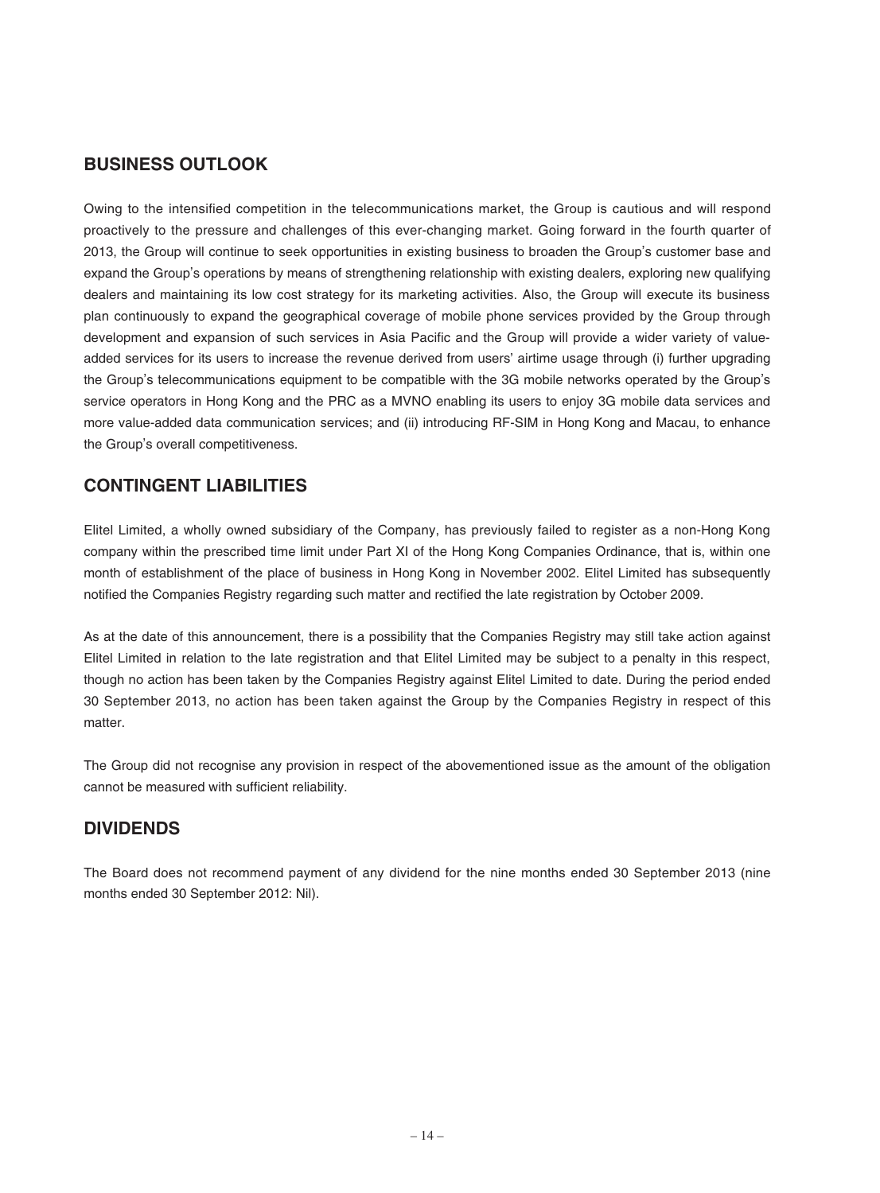## BUSINESS OUTLOOK

Owing to the intensified competition in the telecommunications market, the Group is cautious and will respond proactively to the pressure and challenges of this ever-changing market. Going forward in the fourth quarter of 2013, the Group will continue to seek opportunities in existing business to broaden the Group's customer base and expand the Group's operations by means of strengthening relationship with existing dealers, exploring new qualifying dealers and maintaining its low cost strategy for its marketing activities. Also, the Group will execute its business plan continuously to expand the geographical coverage of mobile phone services provided by the Group through development and expansion of such services in Asia Pacific and the Group will provide a wider variety of value-added services for its users to increase the revenue derived from users' airtime usage through (i) further upgrading the Group's telecommunications equipment to be compatible with the 3G mobile networks operated by the Group's service operators in Hong Kong and the PRC as a MVNO enabling its users to enjoy 3G mobile data services and more value-added data communication services; and (ii) introducing RF-SIM in Hong Kong and Macau, to enhance the Group's overall competitiveness.

## CONTINGENT LIABILITIES

Elitel Limited, a wholly owned subsidiary of the Company, has previously failed to register as a non-Hong Kong company within the prescribed time limit under Part XI of the Hong Kong Companies Ordinance, that is, within one month of establishment of the place of business in Hong Kong in November 2002. Elitel Limited has subsequently notified the Companies Registry regarding such matter and rectified the late registration by October 2009.

As at the date of this announcement, there is a possibility that the Companies Registry may still take action against Elitel Limited in relation to the late registration and that Elitel Limited may be subject to a penalty in this respect, though no action has been taken by the Companies Registry against Elitel Limited to date. During the period ended 30 September 2013, no action has been taken against the Group by the Companies Registry in respect of this matter.

The Group did not recognise any provision in respect of the abovementioned issue as the amount of the obligation cannot be measured with sufficient reliability.

## DIVIDENDS

The Board does not recommend payment of any dividend for the nine months ended 30 September 2013 (nine months ended 30 September 2012: Nil).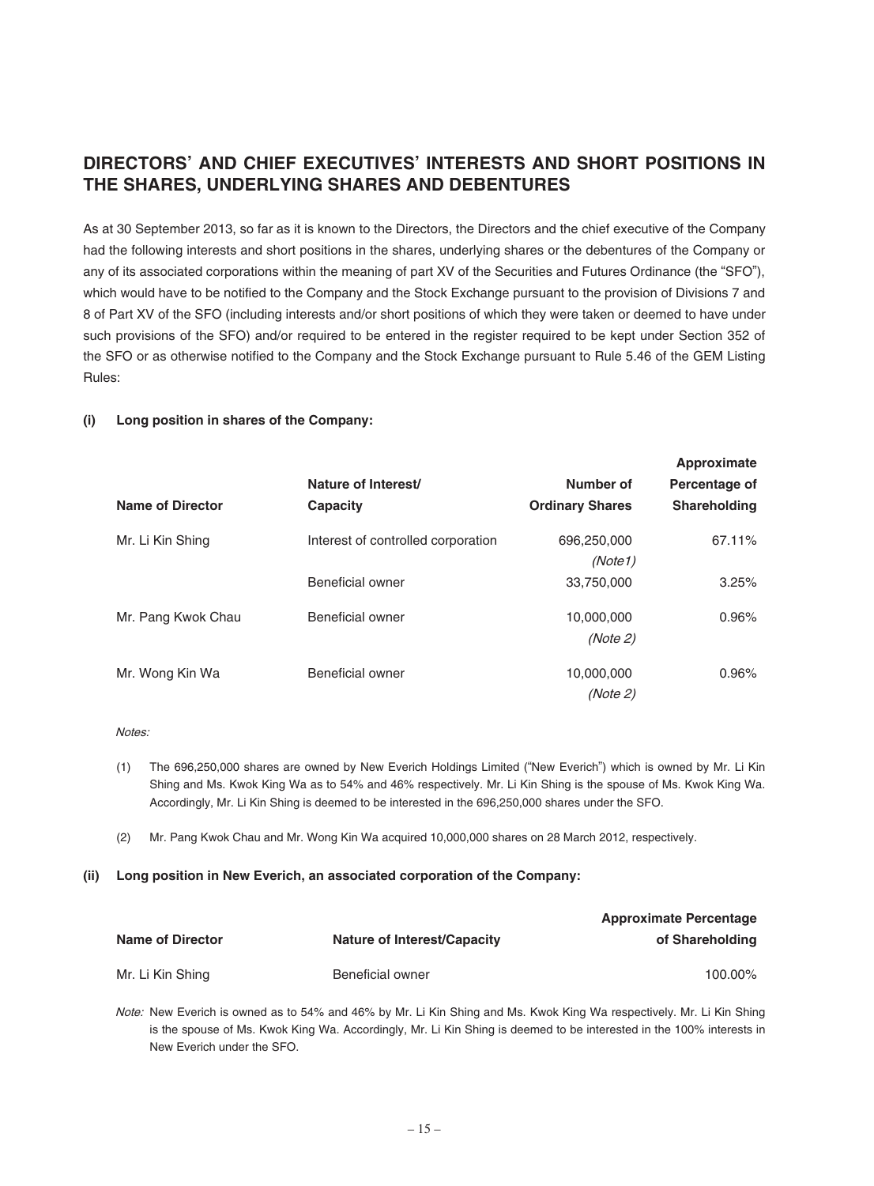## DIRECTORS' AND CHIEF EXECUTIVES' INTERESTS AND SHORT POSITIONS IN THE SHARES, UNDERLYING SHARES AND DEBENTURES

As at 30 September 2013, so far as it is known to the Directors, the Directors and the chief executive of the Company had the following interests and short positions in the shares, underlying shares or the debentures of the Company or any of its associated corporations within the meaning of part XV of the Securities and Futures Ordinance (the "SFO"), which would have to be notified to the Company and the Stock Exchange pursuant to the provision of Divisions 7 and 8 of Part XV of the SFO (including interests and/or short positions of which they were taken or deemed to have under such provisions of the SFO) and/or required to be entered in the register required to be kept under Section 352 of the SFO or as otherwise notified to the Company and the Stock Exchange pursuant to Rule 5.46 of the GEM Listing Rules:

**(i) Long position in shares of the Company:**

| Name of Director | Nature of Interest/ Capacity | Number of Ordinary Shares | Approximate Percentage of Shareholding |
|---|---|---|---|
| Mr. Li Kin Shing | Interest of controlled corporation | 696,250,000 *(Note1)* | 67.11% |
| | Beneficial owner | 33,750,000 | 3.25% |
| Mr. Pang Kwok Chau | Beneficial owner | 10,000,000 *(Note 2)* | 0.96% |
| Mr. Wong Kin Wa | Beneficial owner | 10,000,000 *(Note 2)* | 0.96% |

*Notes:*

(1) The 696,250,000 shares are owned by New Everich Holdings Limited ("New Everich") which is owned by Mr. Li Kin Shing and Ms. Kwok King Wa as to 54% and 46% respectively. Mr. Li Kin Shing is the spouse of Ms. Kwok King Wa. Accordingly, Mr. Li Kin Shing is deemed to be interested in the 696,250,000 shares under the SFO.

(2) Mr. Pang Kwok Chau and Mr. Wong Kin Wa acquired 10,000,000 shares on 28 March 2012, respectively.

**(ii) Long position in New Everich, an associated corporation of the Company:**

| Name of Director | Nature of Interest/Capacity | Approximate Percentage of Shareholding |
|---|---|---|
| Mr. Li Kin Shing | Beneficial owner | 100.00% |

*Note:* New Everich is owned as to 54% and 46% by Mr. Li Kin Shing and Ms. Kwok King Wa respectively. Mr. Li Kin Shing is the spouse of Ms. Kwok King Wa. Accordingly, Mr. Li Kin Shing is deemed to be interested in the 100% interests in New Everich under the SFO.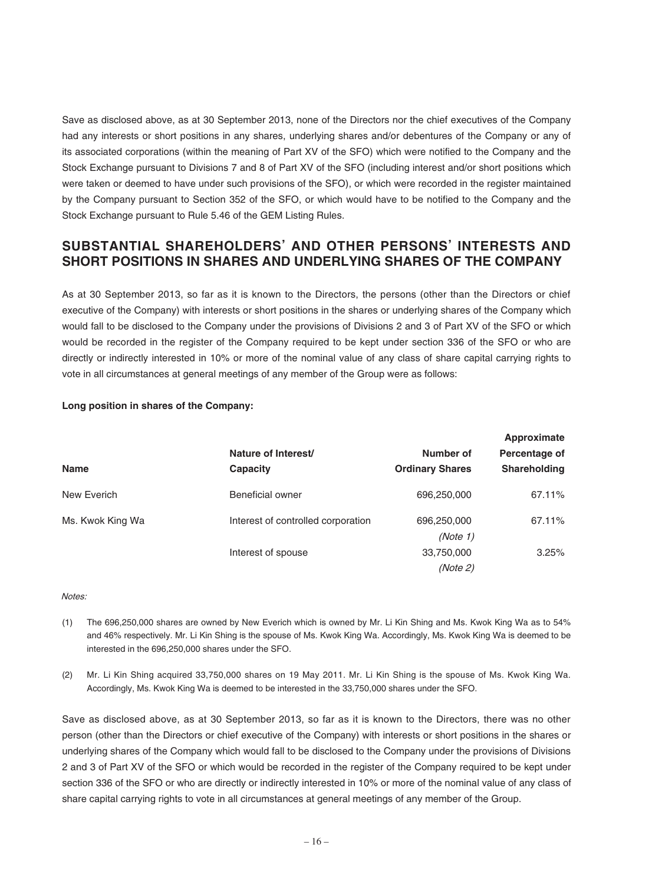Save as disclosed above, as at 30 September 2013, none of the Directors nor the chief executives of the Company had any interests or short positions in any shares, underlying shares and/or debentures of the Company or any of its associated corporations (within the meaning of Part XV of the SFO) which were notified to the Company and the Stock Exchange pursuant to Divisions 7 and 8 of Part XV of the SFO (including interest and/or short positions which were taken or deemed to have under such provisions of the SFO), or which were recorded in the register maintained by the Company pursuant to Section 352 of the SFO, or which would have to be notified to the Company and the Stock Exchange pursuant to Rule 5.46 of the GEM Listing Rules.

## SUBSTANTIAL SHAREHOLDERS' AND OTHER PERSONS' INTERESTS AND SHORT POSITIONS IN SHARES AND UNDERLYING SHARES OF THE COMPANY

As at 30 September 2013, so far as it is known to the Directors, the persons (other than the Directors or chief executive of the Company) with interests or short positions in the shares or underlying shares of the Company which would fall to be disclosed to the Company under the provisions of Divisions 2 and 3 of Part XV of the SFO or which would be recorded in the register of the Company required to be kept under section 336 of the SFO or who are directly or indirectly interested in 10% or more of the nominal value of any class of share capital carrying rights to vote in all circumstances at general meetings of any member of the Group were as follows:

**Long position in shares of the Company:**

| Name | Nature of Interest/ Capacity | Number of Ordinary Shares | Approximate Percentage of Shareholding |
|---|---|---|---|
| New Everich | Beneficial owner | 696,250,000 | 67.11% |
| Ms. Kwok King Wa | Interest of controlled corporation | 696,250,000 *(Note 1)* | 67.11% |
| | Interest of spouse | 33,750,000 *(Note 2)* | 3.25% |

*Notes:*

(1) The 696,250,000 shares are owned by New Everich which is owned by Mr. Li Kin Shing and Ms. Kwok King Wa as to 54% and 46% respectively. Mr. Li Kin Shing is the spouse of Ms. Kwok King Wa. Accordingly, Ms. Kwok King Wa is deemed to be interested in the 696,250,000 shares under the SFO.

(2) Mr. Li Kin Shing acquired 33,750,000 shares on 19 May 2011. Mr. Li Kin Shing is the spouse of Ms. Kwok King Wa. Accordingly, Ms. Kwok King Wa is deemed to be interested in the 33,750,000 shares under the SFO.

Save as disclosed above, as at 30 September 2013, so far as it is known to the Directors, there was no other person (other than the Directors or chief executive of the Company) with interests or short positions in the shares or underlying shares of the Company which would fall to be disclosed to the Company under the provisions of Divisions 2 and 3 of Part XV of the SFO or which would be recorded in the register of the Company required to be kept under section 336 of the SFO or who are directly or indirectly interested in 10% or more of the nominal value of any class of share capital carrying rights to vote in all circumstances at general meetings of any member of the Group.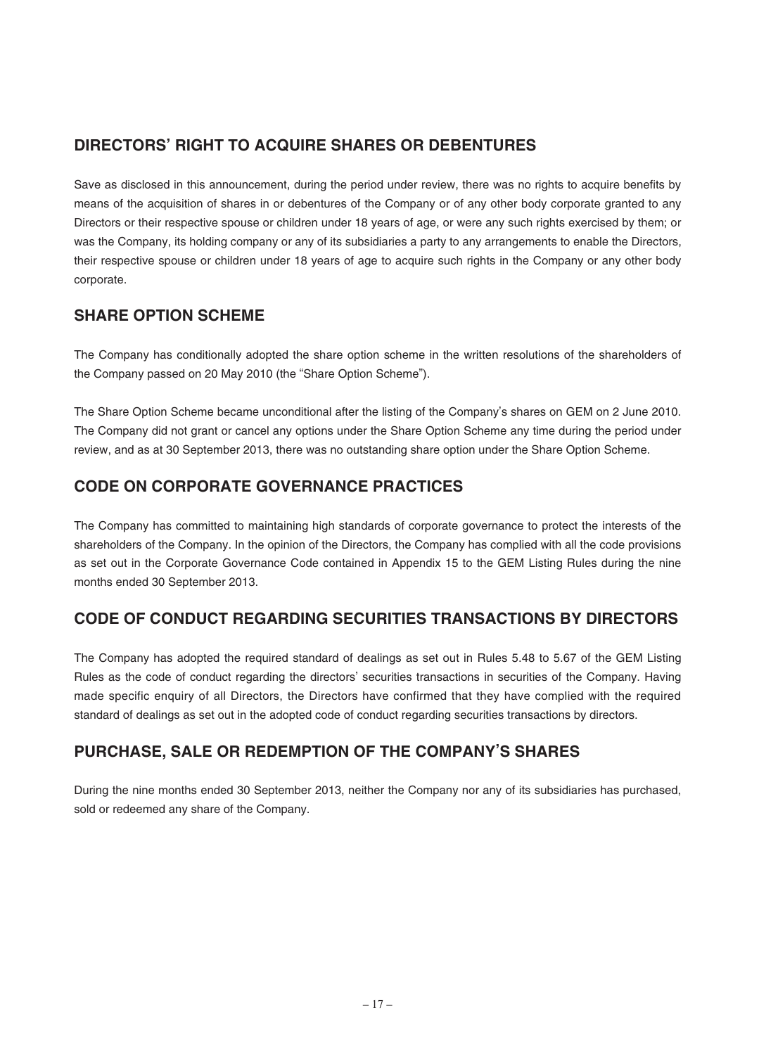## DIRECTORS' RIGHT TO ACQUIRE SHARES OR DEBENTURES

Save as disclosed in this announcement, during the period under review, there was no rights to acquire benefits by means of the acquisition of shares in or debentures of the Company or of any other body corporate granted to any Directors or their respective spouse or children under 18 years of age, or were any such rights exercised by them; or was the Company, its holding company or any of its subsidiaries a party to any arrangements to enable the Directors, their respective spouse or children under 18 years of age to acquire such rights in the Company or any other body corporate.

## SHARE OPTION SCHEME

The Company has conditionally adopted the share option scheme in the written resolutions of the shareholders of the Company passed on 20 May 2010 (the "Share Option Scheme").

The Share Option Scheme became unconditional after the listing of the Company's shares on GEM on 2 June 2010. The Company did not grant or cancel any options under the Share Option Scheme any time during the period under review, and as at 30 September 2013, there was no outstanding share option under the Share Option Scheme.

## CODE ON CORPORATE GOVERNANCE PRACTICES

The Company has committed to maintaining high standards of corporate governance to protect the interests of the shareholders of the Company. In the opinion of the Directors, the Company has complied with all the code provisions as set out in the Corporate Governance Code contained in Appendix 15 to the GEM Listing Rules during the nine months ended 30 September 2013.

## CODE OF CONDUCT REGARDING SECURITIES TRANSACTIONS BY DIRECTORS

The Company has adopted the required standard of dealings as set out in Rules 5.48 to 5.67 of the GEM Listing Rules as the code of conduct regarding the directors' securities transactions in securities of the Company. Having made specific enquiry of all Directors, the Directors have confirmed that they have complied with the required standard of dealings as set out in the adopted code of conduct regarding securities transactions by directors.

## PURCHASE, SALE OR REDEMPTION OF THE COMPANY'S SHARES

During the nine months ended 30 September 2013, neither the Company nor any of its subsidiaries has purchased, sold or redeemed any share of the Company.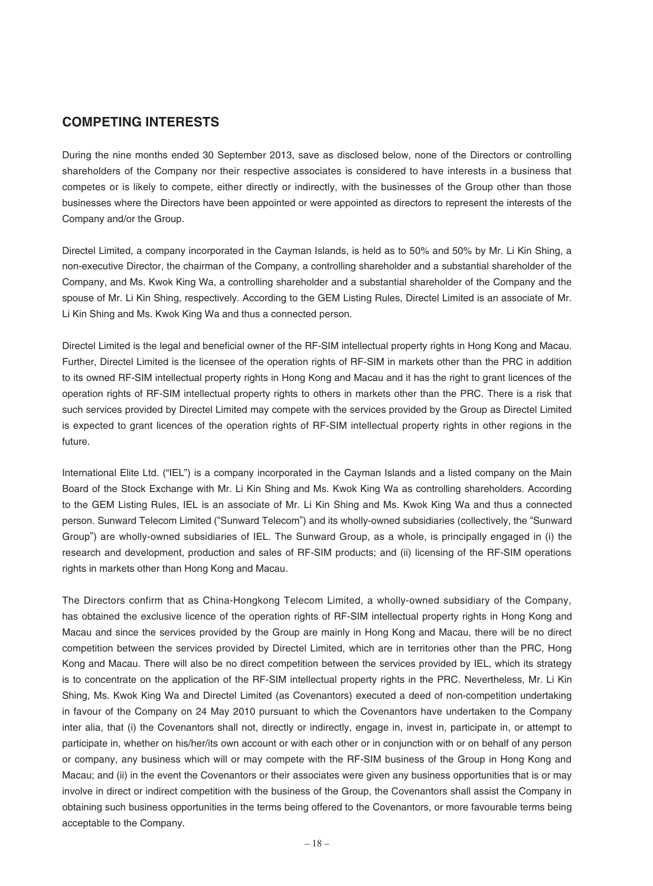## COMPETING INTERESTS

During the nine months ended 30 September 2013, save as disclosed below, none of the Directors or controlling shareholders of the Company nor their respective associates is considered to have interests in a business that competes or is likely to compete, either directly or indirectly, with the businesses of the Group other than those businesses where the Directors have been appointed or were appointed as directors to represent the interests of the Company and/or the Group.

Directel Limited, a company incorporated in the Cayman Islands, is held as to 50% and 50% by Mr. Li Kin Shing, a non-executive Director, the chairman of the Company, a controlling shareholder and a substantial shareholder of the Company, and Ms. Kwok King Wa, a controlling shareholder and a substantial shareholder of the Company and the spouse of Mr. Li Kin Shing, respectively. According to the GEM Listing Rules, Directel Limited is an associate of Mr. Li Kin Shing and Ms. Kwok King Wa and thus a connected person.

Directel Limited is the legal and beneficial owner of the RF-SIM intellectual property rights in Hong Kong and Macau. Further, Directel Limited is the licensee of the operation rights of RF-SIM in markets other than the PRC in addition to its owned RF-SIM intellectual property rights in Hong Kong and Macau and it has the right to grant licences of the operation rights of RF-SIM intellectual property rights to others in markets other than the PRC. There is a risk that such services provided by Directel Limited may compete with the services provided by the Group as Directel Limited is expected to grant licences of the operation rights of RF-SIM intellectual property rights in other regions in the future.

International Elite Ltd. ("IEL") is a company incorporated in the Cayman Islands and a listed company on the Main Board of the Stock Exchange with Mr. Li Kin Shing and Ms. Kwok King Wa as controlling shareholders. According to the GEM Listing Rules, IEL is an associate of Mr. Li Kin Shing and Ms. Kwok King Wa and thus a connected person. Sunward Telecom Limited ("Sunward Telecom") and its wholly-owned subsidiaries (collectively, the "Sunward Group") are wholly-owned subsidiaries of IEL. The Sunward Group, as a whole, is principally engaged in (i) the research and development, production and sales of RF-SIM products; and (ii) licensing of the RF-SIM operations rights in markets other than Hong Kong and Macau.

The Directors confirm that as China-Hongkong Telecom Limited, a wholly-owned subsidiary of the Company, has obtained the exclusive licence of the operation rights of RF-SIM intellectual property rights in Hong Kong and Macau and since the services provided by the Group are mainly in Hong Kong and Macau, there will be no direct competition between the services provided by Directel Limited, which are in territories other than the PRC, Hong Kong and Macau. There will also be no direct competition between the services provided by IEL, which its strategy is to concentrate on the application of the RF-SIM intellectual property rights in the PRC. Nevertheless, Mr. Li Kin Shing, Ms. Kwok King Wa and Directel Limited (as Covenantors) executed a deed of non-competition undertaking in favour of the Company on 24 May 2010 pursuant to which the Covenantors have undertaken to the Company inter alia, that (i) the Covenantors shall not, directly or indirectly, engage in, invest in, participate in, or attempt to participate in, whether on his/her/its own account or with each other or in conjunction with or on behalf of any person or company, any business which will or may compete with the RF-SIM business of the Group in Hong Kong and Macau; and (ii) in the event the Covenantors or their associates were given any business opportunities that is or may involve in direct or indirect competition with the business of the Group, the Covenantors shall assist the Company in obtaining such business opportunities in the terms being offered to the Covenantors, or more favourable terms being acceptable to the Company.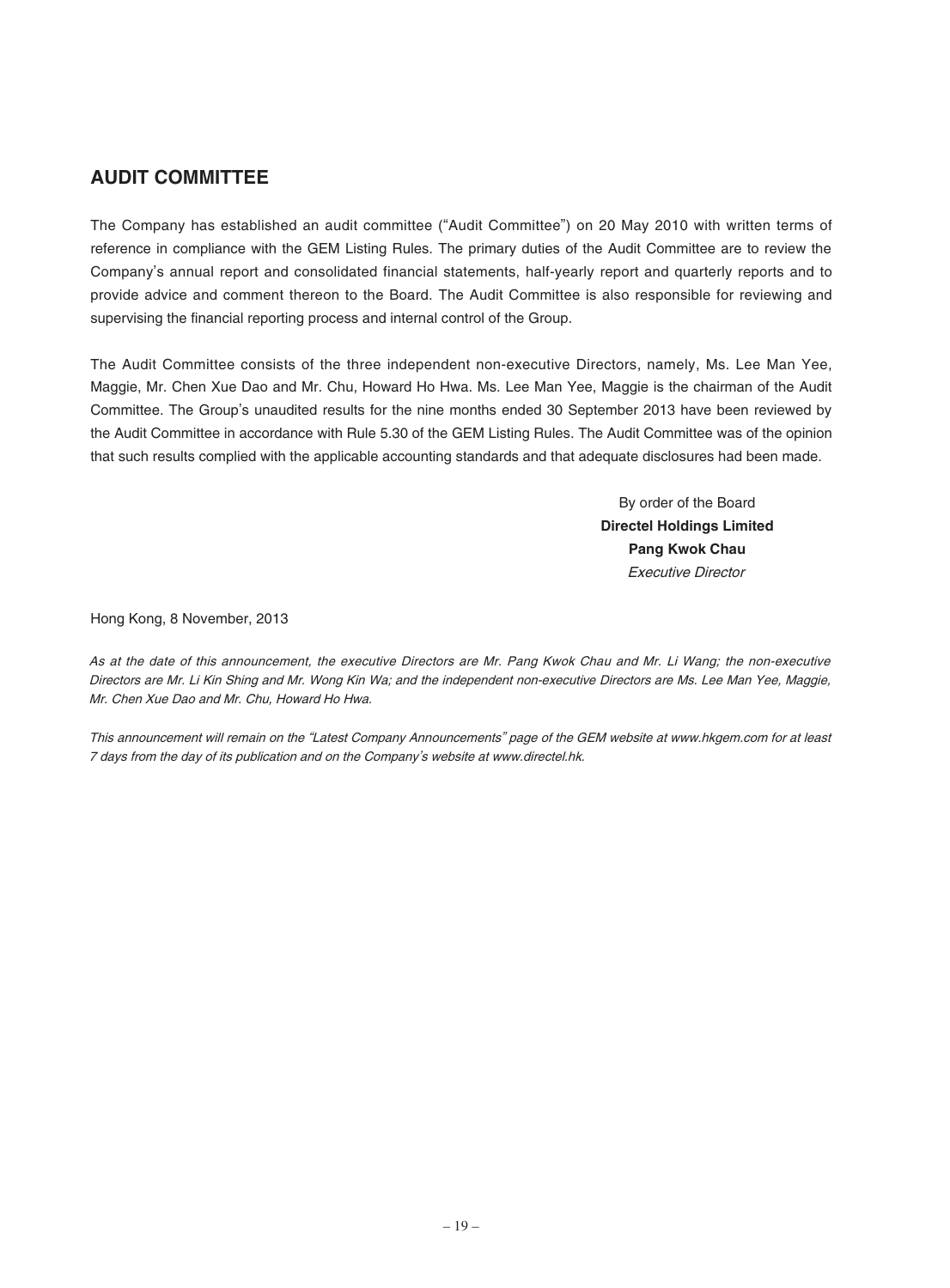## AUDIT COMMITTEE

The Company has established an audit committee ("Audit Committee") on 20 May 2010 with written terms of reference in compliance with the GEM Listing Rules. The primary duties of the Audit Committee are to review the Company's annual report and consolidated financial statements, half-yearly report and quarterly reports and to provide advice and comment thereon to the Board. The Audit Committee is also responsible for reviewing and supervising the financial reporting process and internal control of the Group.

The Audit Committee consists of the three independent non-executive Directors, namely, Ms. Lee Man Yee, Maggie, Mr. Chen Xue Dao and Mr. Chu, Howard Ho Hwa. Ms. Lee Man Yee, Maggie is the chairman of the Audit Committee. The Group's unaudited results for the nine months ended 30 September 2013 have been reviewed by the Audit Committee in accordance with Rule 5.30 of the GEM Listing Rules. The Audit Committee was of the opinion that such results complied with the applicable accounting standards and that adequate disclosures had been made.

By order of the Board
**Directel Holdings Limited**
**Pang Kwok Chau**
*Executive Director*

Hong Kong, 8 November, 2013

*As at the date of this announcement, the executive Directors are Mr. Pang Kwok Chau and Mr. Li Wang; the non-executive Directors are Mr. Li Kin Shing and Mr. Wong Kin Wa; and the independent non-executive Directors are Ms. Lee Man Yee, Maggie, Mr. Chen Xue Dao and Mr. Chu, Howard Ho Hwa.*

*This announcement will remain on the "Latest Company Announcements" page of the GEM website at www.hkgem.com for at least 7 days from the day of its publication and on the Company's website at www.directel.hk.*